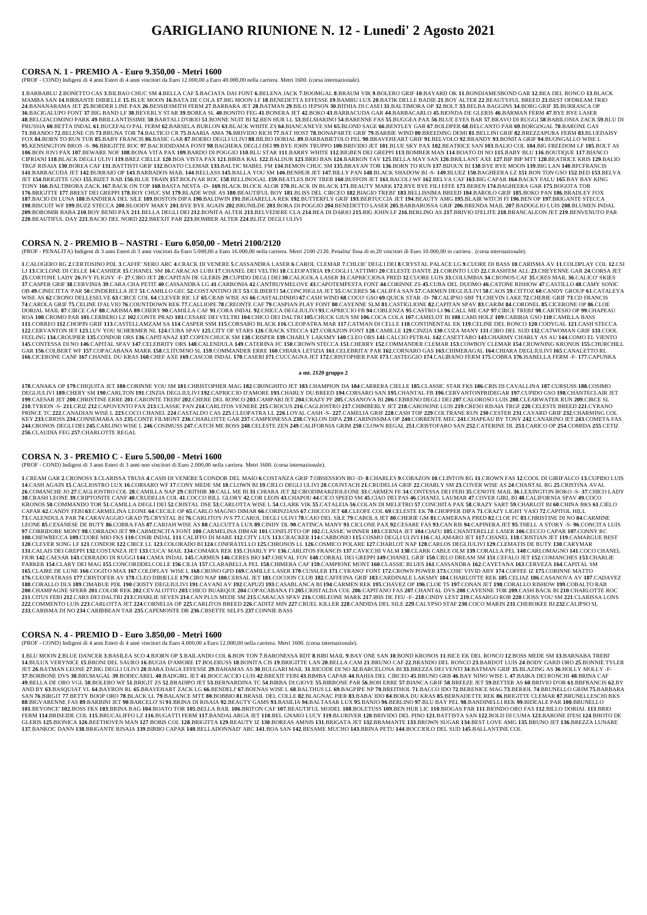# GARIGLIANO RIUNIONE N. 12 - Lunedi' 2 Agosto 2021

## CORSA N. 1 - PREMIO A - Euro 9.350,00 - Metri 1600

(PROF - COND) Indigeni di 4 anni Esteri di 4 anni vincitori da Euro 12.000,00 a Euro 40.000,00 nella carriera. Metri 1600. (corsa internazionale).

**1**.BARBABLU **2**.BONETTO CAS **3**.BILBAO CHUC SM **4**.BELLA CAF **5**.BACIATA DAI FONT **6**.BELENA JACK **7**.BOOMGAL **8**.BRAUM VIK **9**.BOLERO GRIF **10**.BAYARD OK **11**.BONDJAMESBOND GAR **12**.BEA DEL RONCO **13**.BLACK MAMBA SAN **14**.BIRBANTE DIBIELLE **15**.BLUE MOON **16**.BATA DE COLA **17**.BIG MOON LF **18**.BENEDETTA EFFESSE **19**.BAMBU LUX **20**.BATIK DELLE BADIE **21**.BOY ALTER **22**.BEAUTYFUL BREED **23**.BEST OFDREAM TRIO **24**.BANANARAMA JET **25**.BORDER LINE PAX **26**.BESSIESMITH FERM **27**.BARBARA JET **28**.BATMAN **29**.BILO JEPSON **30**.BITHIA DI CASEI **31**.BALTIMORA OP **32**.BOLT **33**.BELBA BAGGINS **34**.BORG GRIF **35**.BURRASCA OP **36**.BACIGALUPO FONT **37**.BIG BAND LF **38**.BEVERLY STAR **39**.BOREA SL **40**.BONITO FEG **41**.BONERA JET **42**.BOKO **43**.BARRACUDA GAR **44**.BARBACARLO **45**.BIONDA DE GLERIS **46**.BARMAN FERM **47**.BYE BYE LASER **48**.BELGIACOMINO PARK **49**.BRILLANTISSIME **50**.BARTALI D'ORIO **51**.BONNE NUIT BI **52**.BEN HUR LL **53**.BELMARINO **54**.BARENNE FAS **55**.BUGGEA PAX **56**.BLUE EYES BAR **57**.BRAVO DI RUGGI **58**.BABILONIA ZACK **59**.BLU DI PRUSSIA **60**.BETTA INDAL **61**.BUCEFALO PAL FERM **62**.BARSELA BURLON **63**.BLACK WHITE ZS **64**.BIANCANEVE SM **65**.BLOND SAGE **66**.BENTLEY GAR **67**.BOLDPER **68**.BELCANTO PAR **69**.BORGOGAL **70**.BARONE GAS **71**.BRANDO **72**.BELENE CIS **73**.BRUNA TOR **74**.BALTICO CR **75**.BAARIA AMA **76**.BRIVIDO RICH **77**.BAT HOST **78**.BONAPARTE GRIF **79**.BARBIE WIND **80**.BREEDING DEMI **81**.BELLINI GRIF **82**.BREZZAPURA FERM **83**.BLUEDAISY FOX **84**.BORN TO RUN TUR **85**.BABY FRANCIS **86**.BASIC GAR **87**.BOERO DEGLI ULIVI **88**.BILBO DORIAL **89**.BARBABIETOLO PEL **90**.BRAVEHEART GRIF **91**.BELVOLO **92**.BRANDY **93**.BONITA GRIF **94**.BUONGALLO WISE L **95**.KENSINGTON BROS -S- **96**.BRIGITTE ROC **97**.BACIODIDAMA FONT **98**.BAGHERA DEGLI DEI **99**.BYE JOHN TRUPPO **100**.BRIVIDO JET **101**.BLUE SKY PAX **102**.BEATRICE SAN **103**.BALIO COL **104**.BIG FREEDOM LF **105**.BOLT AS **106**.BON JOVI PAX **107**.BEWARE NOF **108**.BONA VITA PAX **109**.BARDO DI POGGIO **110**.BLU STAR **111**.BARRY WHITE **112**.BIGBEN DEI GREPPI **113**.BOMBER MAN **114**.BOATO DI NO **115**.BABY BLU **116**.BOUTIQUE **117**.BIANCO CIPRIANI **118**.BLACK DEGLI ULIVI **119**.BREZ CIELLE **120**.BOA VISTA PAX **121**.BIRBA RAL **122**.BALDUR **123**.BRIO BAN **124**.BARRON TAV **125**.BELLA MAY SAN **126**.BRILLANT AXE **127**.BIP BIP MTT **128**.BEATRICE KRIS **129**.BALIO TRGF RISAIA **130**.BOREA CAF **131**.BATTISTI GRIF **132**.BOATO CLEMAR **133**.BALTIC MABEL FM **134**.BEMON CHUC SM **135**.BRAYAN TOR **136**.BORN TO RUN **137**.BIJOUX BI **138**.BYE BYE MOON **139**.BIG LAN **140**.BFCFRANCIS **141**.BARRACUDA JET **142**.BURRAIO OP **143**.BARBADOS MAIL **144**.BELLASS **145**.BALLA YOU SM **146**.BENHUR JET **147**.BILLY PAN **148**.BLACK SHADOW BI -S- **149**.BLUEZ **150**.BAGHEERA LZ **151**.BON TON GSO **152**.BED **153**.BELVA JET **154**.BRIGITTE GSO **155**.BIZET RAB **156**.BLUE TRAIN **157**.BOLIVAR ROC **158**.BELLINOGAL **159**.BEATLES BOY TREB **160**.BUFFON JET **161**.BACOLI WF **162**.BELVA CAF **163**.BIG CAPAR **164**.BACKY FALU **165**.BAY BAY KING TONY **166**.BALTIMORA ZACK **167**.BACK ON TOP **168**.BASTA NESTA -D- **169**.BLACK BLOCK ALOR **170**.BLACK IN BLACK **171**.BEAUTY MARK **172**.BYE BYE FILI EFFE **173**.BEREN **174**.BAGHEERA GAR **175**.BOGOTA TOR **176**.BRIGITTE **177**.BREST DEI GREPPI **178**.BOY CHUC SM **179**.BLADE WISE AS **180**.BEAUTIFUL BOY **181**.BLISS DEL CIRCEO **182**.BIAGIO TREBI' **183**.BELLISSIMA BREED **184**.BAROLO GRIF **185**.BOKO PAN **186**.BRADLEY FOX **187**.BACIO DI LUNA **188**.BANDIERA DEL SILE **189**.BOSTON DIPA **190**.BALDWIN **191**.BIGIARELLA REK **192**.BUTTERFLY GRIF **193**.BERTUCCIA JET **194**.BEAUTY AMG **195**.BLAIR WITCH FI **196**.BEN OP **197**.BRIGANTE STECCA **198**.BISCUIT WF **199**.BUZZ STECCA **200**.BLOODY MARY **201**.BYE BYE AGAIN **202**.BRUNILDE **203**.BORA DI POGGIO **204**.BENEDETTO LASER **205**.BARBAROSSA GRIF **206**.BRENDA MAIL **207**.BADOGLIO LUIS **208**.BLUMEN INDAL **209**.BOROMIR BABA **210**.BOY BEND PAX **211**.BELLA DEGLI DEI **212**.BONITA ALTER **213**.BELVEDERE CLA **214**.BEA DI DARIO **215**.BIG JOHN LF **216**.BERLINO AS **217**.BRIVIO D'ELITE **218**.BRANCALEON JET **219**.BENVENUTO PAR **220**.BEAUTIFUL DAY **221**.BACIO DEL NORD **222**.BREXIT PAR **223**.BOMBER ALTER **224**.BLITZ DEGLI ULIVI

## CORSA N. 2 - PREMIO B – NASTRI - Euro 6.050,00 - Metri 2100/2120

(PROF - PENALITA) Indigeni di 3 anni Esteri di 3 anni vincitori da Euro 5.000,00 a Euro 16.000,00 nella carriera. Metri 2100-2120. Penalita' fissa di m.20 vincitori di Euro 10.000,00 in carriera . (corsa internazionale).

**1**.CALOGERO RG **2**.CERTOSINO PDL **3**.CAFFE' NERO ARC **4**.CRACK DI VENERE **5**.CASSANDRA LASER **6**.CAROL CLEMAR **7**.CHLOE' DEGLI DEI **8**.CRYSTAL PALACE LG **9**.CUORE DI BASS **10**.CARISMA AV **11**.COLDPLAY COL **12**.CSI LJ **13**.CICLONE DI CELLE **14**.CASHIER **15**.CHANEL SM **16**.CARACAS LUBI **17**.CHANEL DEI VELTRI **18**.CLEOPATRIA **19**.COGLI L'ATTIMO **20**.CELESTE DANTE **21**.CORINTO LUD **22**.CRASH'EM ALL **23**.CHEYENNE GAR **24**.CORSA JET **25**.CORTONE LADY **26**.IVY FLIGNY -F- **27**.CIRO JET **28**.CAPITAN DE GLERIS **29**.CUPIDO DEGLI DEI **30**.CALIGOLA LASER **31**.CAPRICCIOSA PRED **32**.CUORE LUIS **33**.COLUMBIA **34**.CRONOS CAF **35**.CRES MAIL **36**.CALICO' SKIES **37**.CASPER GRIF **38**.CERVINIA **39**.CARA CHA PETIT **40**.CASSANDRA LG **41**.CARBONIA **42**.CANTBUYMELOVE **43**.CAPOTEMPESTA FONT **44**.CORINNE ZS **45**.CUBA DEL DUOMO **46**.CATONE RISHOW **47**.CASTILLO **48**.CAMY SONIC OB **49**.CINECITTA' PAR **50**.CINDERELLA JET **51**.CAMILLO GEC **52**.COSTANTINO JET **53**.CILIBERTI **54**.CONCHIGLIA JET **55**.CACERES **56**.CALIFFA SAN **57**.CARMEN DEGLIULIVI **58**.CAOS **59**.CITTOZ **60**.CANDY GROUP **61**.CATALEYA WISE AS **62**.CRONO DELLESELVE **63**.CIRCE COL **64**.CLEVER RIC LF **65**.CRAB WISE AS **66**.CASTALDINHO **67**.CASH WIND **68**.COCO' GSO **69**.QUICK STAR -D- **70**.CALIPSO SBF **71**.CHEVIN LAKE **72**.CHERIE GRIF **73**.CD FRANCIS **74**.CAROLA GRIF **75**.CELINE D'ALVIO **76**.COUNTDOWN REK **77**.CALLIOPE **78**.CREONTE CAF **79**.CASPIAN PLAY FONT **80**.CAYENNE SLM **81**.CASTIGLIONE **82**.CAPITAN SPAV **83**.CARIM **84**.CORONEL **85**.CICERONE OP **86**.CLOE DORIAL MAIL **87**.CIRCE CAF **88**.CARISMA **89**.CHERY **90**.CAMILLA CAF **91**.CORA INDAL **92**.CHICCA DEGLIULIVI **93**.CAPRICCIO FB **94**.COBLENZA **95**.CASTRO LJ **96**.CALL ME CAP **97**.CIRCE TREBI' **98**.CARTESIO OP **99**.CHAPEAU ROA **100**.CROMO PAR **101**.CERBERO LZ **102**.CONTE PRAD **103**.CESARE DEI VELTRI **104**.CHICO DEI DALTRI **105**.CHUCK GIUS SM **106**.COCA COLA **107**.CAMELOT BI **108**.CAMI HOLZ **109**.CABIRIA GSO **110**.CAMILLA BASS **111**.CORREO **112**.CHOPIN GRIF **113**.CASTELLAMZAM SA **114**.CASPER SSM **115**.CORSARO BLACK **116**.CLEOPATRA MAR **117**.CATMAN DI CELLE **118**.CONTINENTAL EK **119**.CELINE DEL RONCO **120**.CODYGAL **121**.CASH STECCA **122**.CERVANTON JET **123**.LUV YOU SCHERMER NL **124**.CUBA SPAV **125**.CITY OF STARS **126**.CRACK STECCA **127**.CORAZON FONT **128**.CAMILLE **129**.CINZIA **130**.CUZA MANY **131**.CIRO DEL SUD **132**.CATWOMAN GRIF **133**.COOL FEELING **134**.CROUPIER **135**.CONDOR ORS **136**.CAPITANAZ **137**.COPEN CHUCK SM **138**.CRISPER **139**.CHARLY LAKSMY **140**.CLEO ORS **141**.CALCIO PETRAL **142**.CASETTARO **143**.CHARMY CHARLY AS AU **144**.COMO EL VIENTO **145**.CONTESSA DI NO **146**.CAPITAL SPAV **147**.CELEBRITY ORS **148**.CALENDULA **149**.CATERINA FC **150**.CROWN STECCA **151**.CHERRY **152**.COMMANDER CLEMAR **153**.COWBOY CLEMAR **154**.CROWNING KRONOS **155**.CHURCHILL GAR **156**.COLBERT WF **157**.COPACABANA MARK **158**.CLITUMNO SL **159**.COMMANDER ERRE **160**.CHIARA LETIZIA **161**.CELEBRITA' PAR **162**.CORNARO GAS **163**.CHIMERAGAL **164**.CHIARA DEGLIULIVI **165**.CANALETTO RL **166**.CICERONE CANF **167**.CHANEL DU KRAS **168**.CHEF AXE **169**.CASCOR INDAL **170**.CASERI **171**.CUCCAGNA JET **172**.CRISTOPHER PAR **173**.CASTEGGIO **174**.CALIBANO FERM **175**.COBRA **176**.ISABELLA FERM -F- **177**.CAPUNKA

**a mt. 2120 gruppo 2**

**178**.CANAKA OP **179**.CHIQUITA JET **180**.CORINNE YOU SM **181**.CHRISTOPHER MAG **182**.CIRINGHITO JET **183**.CHAMPION DA **184**.CARRERA CIELLE **185**.CLASSIC STAR FKS **186**.CRIS DI CAVALLINA **187**.CURSUSS **188**.COSIMO DEGLIULIVI **189**.CHERY SM **190**.CARLTON **191**.CINZIA DEGLIULIVI **192**.CAPRICCIO D'AMORE **193**.CHARLY DU BREED **194**.CORSARO SAN **195**.CHANTAL FB **196**.CERVANTONPRIDEGAR **197**.CUPIDO GSO **198**.CHANTECLAIR JET **199**.CAESAR JET **200**.CHRISTINE ERRE **201**.CARONTE TREBI' **202**.CHERE DEL RONCO **203**.CAMPARI JET **204**.CRAZY PF **205**.CASANOVA BI **206**.CEBRENO DEGLI DEI **207**.CALOROSO LUIS **208**.CLEARWATER RUN **209**.CIRCE SL **210**.TYRION -S- **211**.CRIZ **212**.CAPOVENTO PAX **213**.CLASSIC PAN **214**.CARLITOS VENERE **215**.CROCUS **216**.CAGLIOSTRO **217**.CHIMBERLY JET **218**.CAROSONE LUIS **219**.CRESO RISAIA TRGF **220**.CELESTE BREED **221**.CYRANO PRINCE TC **222**.CANADIAN WISE L **223**.COCO CHANEL **224**.CASTALDO CAS **225**.CLEOPATRA LL **226**.LOYAL CASH -S- **227**.CAMELIA GRIF **228**.CASH TOP **229**.COLTRANE RUN **230**.CESTER **231**.CAYARD GRIF **232**.CHARMING COL KEY **233**.CRIOSS **234**.CONNEMARA AS **235**.CONTE FILMONT **236**.CHARLOTTE GAR **237**.CAMPIONESSA **238**.CYKLON DIPA **239**.CARINISSIMA OP **240**.CORRENTE MEC **241**.CHAPEAU BY TONY **242**.CANARINO JET **243**.COMETA FAS **244**.CRONOS DEGLI DEI **245**.CARLINO WISE L **246**.COSIMUSS **247**.CATCH ME BOSS **248**.CELESTE ZEN **249**.CALIFORNIA GRIM **250**.CLOWN REGAL **251**.CRISTOFARO SAN **252**.CATERINE DL **253**.CARICO OP **254**.COMIDA **255**.CETIZ **256**.CLAUDIA FEG **257**.CHARLOTTE REGAL

## CORSA N. 3 - PREMIO C - Euro 5.500,00 - Metri 1600

(PROF - COND) Indigeni di 3 anni Esteri di 3 anni non vincitori di Euro 2.000,00 nella carriera. Metri 1600. (corsa internazionale).

**1**.CREAM GAR **2**.CRONOSS **3**.CLARISSA TRUIA **4**.CASH DI VENERE **5**.CONDOR DEL MAIO **6**.COSTANZA GRIF **7**.OBSESSION BO -D- **8**.CHARLES **9**.CORAZON **10**.CLINTON RG **11**.CROWN FAS **12**.COOL DI GIRIFALCO **13**.CUPIDO LUIS **14**.CASH AGAIN **15**.CAGLIOSTRO LUX **16**.CORSARO WF **17**.CONY MEDE SM **18**.CLOWN BI **19**.CIELO DEGLI ULIVI **20**.COUNTACH **21**.CRUDELIA GRIF **22**.CHARLY SM **23**.COVER WISE AS **24**.CHANTAL RG **25**.CRISTINA AXEL **26**.COMANCHE JO **27**.CAGLIOSTRO COL **28**.CAMILLA NAP **29**.CRITHIR **30**.CALL ME BI **31**.CHIARA JET **32**.CIRODIMARZIOLEONE **33**.CARMEN FE **34**.CONTESSA DEI FEBI **35**.CENOTE MAIL **36**.LEXINGTON BOKO -S- **37**.CHICO LADY **38**.CRASH LEONE **39**.CRIPTONITE CANF **40**.CRUDELIA COL **41**.COCCO BILL GLORY **42**.COR LEON **43**.CHAPOU **44**.CICO SPEED SM **45**.CIAO DEI PAS **46**.CHANEL LAUMAR **47**.COVER GIRL BI **48**.CALIFORNIA SPAV **49**.COCO KRONOS **50**.COMMANDO TOR **51**.CAMILLA DEGLI DEI **52**.CRISTAL DSE **53**.CARLOTTA WISE L **54**.CLARK VIK **55**.CATALEIA **56**.COLAN DI MELETRO **57**.CONCHITA PAX **58**.CRAZY SART **59**.CHARLOT BI **60**.CHINA BKS **61**.CIELO CAPAR **62**.CANDY FEBI **63**.CARMELINA LEONE **64**.CECILE OP **65**.CARLO MAGNO DIMAR **66**.CORINZIASS **67**.CHICCO JET **68**.CLEOFE COL **69**.CELESTE EK **70**.CHOPPER DIPA **71**.CRAZY LIGHT VAIO **72**.CAPITOL HILL **73**.CALENDULA PAR **74**.CARAVAGGIO GRAD **75**.CRYSTAL BI **76**.CARLITO'S JVS **77**.CAROL DEGLI ULIVI **78**.CAIO DEL SILE **79**.CAROLA JET **80**.CHERIE GM **81**.CAMERANA PRED **82**.CLOE FC **83**.CHRISTINE DI NO **84**.CARMINE LEONE **85**.CESANESE DE BUTY **86**.COBRA FAS **87**.CARJAH WISE AS **88**.CALCUTTA LUX **89**.CINDY DL **90**.CATINCA MANY **91**.CICLONE PAX **92**.CESARE FAS **93**.CAN RIS **94**.CAPINERA JET **95**.THELL A STORY -S- **96**.CONCITA LUIS **97**.CORRIDORE MONT **98**.CORRADO JET **99**.CARMENCITA FONT **100**.CARMELINA DIMAR **101**.CONFLITTO OP **102**.CLASSIC WINNER **103**.CERNIA JET **104**.CIAFU **105**.CHANTERELLE LASER **106**.CECCO CAPAR **107**.CONNY RC **108**.CHEWBECCA **109**.CUORE MIO FKS **110**.COSIR INDAL **111**.CALIFFO DI MARE **112**.CITY LUX **113**.CRACKER **114**.CARBONIO **115**.COSMO DEGLI ULIVI **116**.CALAMARO JET **117**.CHANEL **118**.CRISTIAN JET **119**.CAMARGUE BEST **120**.CLEVER SONG LF **121**.CONDOR **122**.CIRCE LL **123**.COLORADO BI **124**.CONFRATELLO **125**.CHRONOS LL **126**.COSMICO POLARE **127**.CHARLOT NAP **128**.CARLOS DEGLIULIVI **129**.CLEMATIS DE BUTY **130**.CARYMAR **131**.CALAIS DEI GREPPI **132**.COSTANZA JET **133**.CUCA' MAIL **134**.COMARA REK **135**.CHARLY PV **136**.CARLITOS FRANCIS **137**.CAVICCHI VALM **138**.CLARK CABLE OLM **139**.CORALLA PEL **140**.CARLOMAGNO **141**.COCO CHANEL FIOR **142**.CAESAR **143**.CERRADO DI RUGGI **144**.CAMA INDAL **145**.CARMEN **146**.CERES BIO **147**.CHEVAL FOV **148**.CORRAL DEI GREPPI **149**.CHANEL GRIF **150**.CIELO DREAM SM **151**.CEFALO JET **152**.COMANCHES **153**.CHARLIE PARKER **154**.CLARY DEI MAG **155**.CONCORDDELCOLLE **156**.CILIA **157**.CLARABELLA PEL **158**.CHIMERA CAF **159**.CAMPIONE MONT **160**.CLASSIC BLUES **161**.CASSANDRA **162**.CAYETANA **163**.CERVEZA **164**.CAPITAL SM **165**.CLAIRE DE LUNE **166**.COGITO MAX **167**.COLDPLAY WISE L **168**.CRONO GPD **169**.CAMILLE LASER **170**.CUSSLER **171**.CYRANO' FONT **172**.CROWN POWER **173**.COSE' VIVID ABY **174**.COFFEE IZ **175**.CORINNE MATTO **176**.CLEOPATRASS **177**.CRISTOFER AV **178**.CLEO DIBIELLE **179**.CIRO NAP **180**.CERSAL JET **181**.COCOON CLUB **182**.CAFFEINA GRIF **183**.CARDINALE LAKSMY **184**.CHARLOTTE REK **185**.CELIAZ **186**.CASANOVA AV **187**.CADAVEZ **188**.CORALLO DLS **189**.CIMABUE PDL **190**.CRISTY DEGLIULIVI **191**.CAVANI AV **192**.CAPUZI **193**.CASABLANCA BI **194**.CARMEN REK **195**.CHAVEZ OP **196**.CLOE TS **197**.CONAN JET **198**.CORALLO RISHOW **199**.COBALTO RAB **200**.CHAMPAGNE SFERR **201**.COLOR REK **202**.CEVALOTTO **203**.CHICO BUARQUE **204**.COPACABANA FI **205**.CRISTALDA COL **206**.CAPITANO FAS **207**.CHANTAL DVS **208**.CAYENNE TOR **209**.CASH BACK BI **210**.CHARLOTTE ROC **211**.CITUS FEBI **212**.CARS DEI DALTRI **213**.CHARLIE SEVEN **214**.CAN PLUS MEDE SM **215**.CARACAS SPAV **216**.CORLEONE MARK **217**.IBIS DE FEU -F- **218**.CINDY LEST **219**.CASARGO ROB **220**.CIOSS YOU SM **221**.CLARISSA LONS **222**.COMMENTO LUIS **223**.CARLOTTA JET **224**.CORNELIA OP **225**.CARLITOS BREED **226**.CADITZ MIN **227**.CRUEL KILLER **228**.CANDIDA DEL SILE **229**.CALYPSO STAF **230**.COCO MARIN **231**.CHEROKEE BI **232**.CALIPSO SL **233**.CARISMA DI NO **234**.CARIBBEAN TAR **235**.CAPEMONTE DR **236**.CRSETTE SELFS **237**.CONNIE BASS

## CORSA N. 4 - PREMIO D - Euro 3.850,00 - Metri 1600

(PROF - COND) Indigeni di 4 anni Esteri di 4 anni vincitori da Euro 4.000,00 a Euro 12.000,00 nella carriera. Metri 1600. (corsa internazionale).

**1**.BLU MOON **2**.BLUE DANCER **3**.BASILEA SCO **4**.BJORN OP **5**.BAILANDO COL **6**.BON TON **7**.BARONESSA RDT **8**.BIBI MAIL **9**.BAY ONE SAN **10**.BOND KRONOS **11**.BICE EK DEL RONCO **12**.BOSS MEDE SM **13**.BARNABA TREBI' **14**.BULUX VERYNICE **15**.BRONI DEL SAURO **16**.BUGIA D'AMORE **17**.BOLERUSS **18**.BONITA CIS **19**.BRIGITTE LAN **20**.BELLA CAM **21**.BRUNO CAF **22**.BRANDO DEL RONCO **23**.BARDOT LUIS **24**.BODY GARD ORO **25**.BONNIE TYLER JET **26**.BATMAN LEONE **27**.BIG DEGLI ULIVI **28**.BABA DAGA EFFESSE **29**.BAHAMAS AS **30**.BULGARI MAIL **31**.BICODE DI NO **32**.BARCELONA BI **33**.BREZZA DEI VENTI **34**.BATMAN GRIF **35**.BLAZING AS **36**.HOLLY MOLLY -F- **37**.BORBONE DVS **38**.BRUMAGAL **39**.BODECAREL **40**.BADGIRL JET **41**.BOCCACCIO LUIS **42**.BREXIT FEBI **43**.BIMBA CAPAR **44**.BAHIA DEL CIRCEO **45**.BRUNO GRB **46**.BAY NINO WISE L **47**.BAIKA DEI RONCHI **48**.BRINA CAF **49**.BELLA DE ORO VGL **50**.BOLERO WF **51**.BRIGIT ZS **52**.BRADIPO JET **53**.BERNARDINA TC **54**.BIRBA DI GIOVE **55**.BIRBONE PAR **56**.BOH ERRE **57**.BIANCA GRIF **58**.BREEZE JET **59**.BETTER AS **60**.BRIVIO D'OR **61**.BBFRANCIS **62**.BY AND BY **63**.BASQUIAT VL **64**.BAYRON RL **65**.BRAVEHART ZACK LG **66**.BENDELI' **67**.BOENAS WISE L **68**.BALTHUS LL **69**.BAGPIPE NP **70**.BREITHOL **71**.BACCO IDO **72**.BERENICE MAG **73**.BERIOL **74**.BRUNELLO GRIM **75**.BARBARA SAN **76**.BIRGIT **77**.BETTY BOOP ORO **78**.BLACK LL **79**.BALANCE MTT **80**.BOBBIO **81**.BRASIL DEL COLLE **82**.BLAGNAC PIER **83**.BABA' IDO **84**.BORA DU KRAS **85**.BERNADETTE REK **86**.BRIGITTE CLEMAR **87**.BRUNELLESCHI BKS **88**.BIGVARENNE FAS **89**.BARBINI JET **90**.BARCELO' SI **91**.BRINA DI RISAIA **92**.BEAUTY GAMS **93**.BASILIA **94**.BALTASAR LUX **95**.BANJO **96**.BERLINO **97**.BLU BAY PEL **98**.BANDINELLI REK **99**.BIDEALE PAR **100**.BRUNELLO **101**.BEYONCE' **102**.BOSS FKS **103**.BRINA BAG **104**.BOATO TOR **105**.BELLA BAIL **106**.BRITON CAF **107**.BEAUTIFUL MODEL **108**.BOLETUSS **109**.BEN HUR LIC **110**.BIOGAS PAR **111**.BIONDO ORO FAS **112**.BILLO DORIAL **113**.BRIO FERM **114**.BRISEIDE COL **115**.BRUCALIFFO LZ **116**.BUGATTI FERM **117**.BANDALARGA JET **118**.BEL GNARO LUCY **119**.BLURIVER **120**.BRIVIDO DEL PINO **121**.BATTISTA SAN **122**.BOLD DI CUMA **123**.BARONE D'ESI **124**.BHOTO DE GLERIS **125**.BIONICA **126**.BEETHOVEN MAN **127**.BORIS COL **128**.BRIGITTA **129**.BEAUTY IZ **130**.BOREAS AMNIS **131**.BRIGATA JET **132**.BRAMANTE **133**.BROWN SUGAR **134**.BEST LOVE AMG **135**.BRUNO JET **136**.BREZZA LUNARE **137**.BANKOC DANN **138**.BRIGANTE RISAIA **139**.BIRBO CAPAR **140**.BELLADONNAD' ARC **141**.BOA SAN **142**.BESAME MUCHO **143**.BRINA PETU **144**.BOCCIOLO DEL SUD **145**.BALLANTINE COL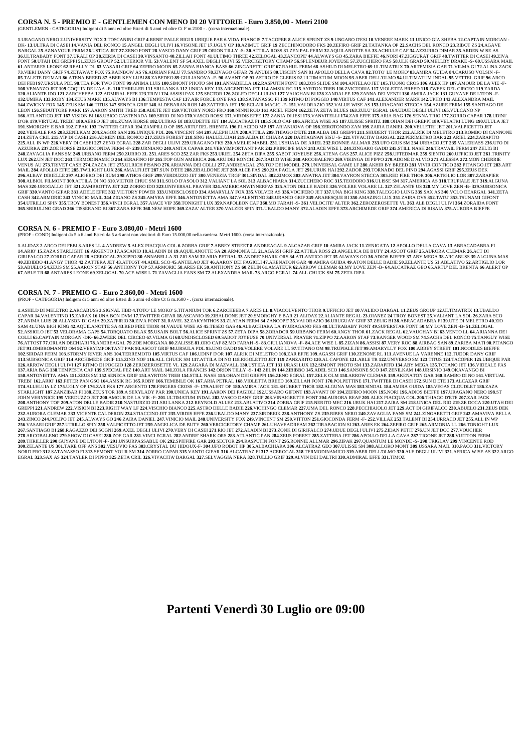## CORSA N. 5 - PREMIO E - GENTLEMEN CON MENO DI 20 VITTORIE - Euro 3.850,00 - Metri 2100

(GENTLEMEN - CATEGORIA) Indigeni di 5 anni ed oltre Esteri di 5 anni ed oltre Ct F m.2100 - . (corsa internazionale).

**1**.URAGANO NERO **2**.UNIVERSITY FOX **3**.TOSCANINI GRIF **4**.RENE' PALLE BIGI **5**.UBIQUE PAR **6**.VIDA FRANCIS **7**.TACOPER **8**.ALICE SPRINT ZS **9**.UNGARO D'ESI **10**.VENERE MARK **11**.UNICO GIA SHEBA **12**.CAPTAIN MORGAN -DK- **13**.ULTRA DI CASEI **14**.VANIA DEL RONCO **15**.ANGEL DEGLI ULIVI **16**.VISONE JET **17**.UGLY OP **18**.AZIMUT GRIF **19**.ZECCHINODORO FKS **20**.ZEFIRO GRIF **21**.TATANKA OP **22**.SACHS DEL RONCO **23**.RIBOT ZS **24**.AGAVE BARGAL **25**.AZNAVOUR FERM **26**.USTICA JET **27**.ZENO FONT **28**.VASCO DANY GRIF **29**.ORION TILLY -S- **30**.ATTILA ROSS **31**.ZEN PAL FERM **32**.AQUILANOTTE SA **33**.ACHILLE CAF **34**.AZZURRO DIMAR **35**.ARDEN WISE AS **36**.ULTRABABY FONT **37**.URALI OP **38**.ZERIA DI CASEI **39**.VINSANTO **40**.ZILLAH FONT **41**.ULTIMO THREE **42**.ZELOGAL **43**.ZANCOPE' **44**.ALWAYS GO **45**.ZARA BIEFFE **46**.NORI **47**.ZIGGURAT GRIF **48**.TWITTER DI CASEI **49**.ZIVA FONT **50**.UTAH DEI GREPPI **51**.ZEUS GROUP **52**.ULTERIOR VIL **53**.VALENT SF **54**.AXEL DEGLI ULIVI **55**.VERCIGETORY CHAMP **56**.SPLENDEUR JOYEUSE **57**.ZUCCHERO FAS **58**.ULK GRAD **59**.MELLBY DRAKE -S- **60**.USSARA MAIL **61**.ANTARES LEONE **62**.REALLY DL **63**.VASARI GRIF **64**.ZEFIRO MOON **65**.ZANNA BIANCA BASS **66**.ZINGARETTI GRIF **67**.RAHUL FERM **68**.ASHILD DI MELETRO **69**.ULTIMATRIX **70**.ARTEMISIA GAR **71**.VILMA GI **72**.ALINA ZACK **73**.VIERI DANY GRIF **74**.ZETAWAY FOX **75**.RAINBOW AS **76**.ADRIAN FALU **77**.SANDRO **78**.ZIVAGO GIFAR **79**.ANUBIS **80**.UISCHY SAN **81**.APOLLO DELLA CAVA **82**.TOTO' LE MOKO' **83**.AMIRA GUIDA **84**.CARUSO VOLSIN -F- **85**.TALETE DEIMAR **86**.ATENA BREED **87**.ABER KEY LUBI **88**.ZABEDEO **89**.GIULIANOVA -F- **90**.AVANT OP **91**.ASTRO DE GLERIS **92**.ULTIMATUM MOON **93**.ABER DELL'OLMO **94**.ULTIMATUM INDAL **95**.VETTEL GRIF **96**.ARCO DEI FEBI **97**.URSULA PDL **98**.TEA FOR TWO FONT **99**.ANIMA LUIS **100**.SIMONT PHOTO SM **101**.ANNABELLA **102**.RASPUTIN FONT **103**.ZOS SLIDE SM **104**.ANTELAO JET **105**.TUONO CROS **106**.ALEX HP **107**.AMOUR DE LA VIE -F- **108**.VENANZO JET **109**.COQUIN DE L'AA -F- **110**.THRILLER **111**.SRI LANKA **112**.UNICA KEY **113**.ARGENTINA JET **114**.AMSIK RG **115**.AYRTON TREB **116**.ZVICTORIA **117**.VIOLETTA BREED **118**.ZWEEK DEL CIRCEO **119**.ZARDA **120**.ALIANTE IDO **121**.ZARCHEEBA **122**.ADMIRAL EFFE **123**.TRIVI **124**.ASSISI PAX **125**.SECTOR **126**.ZOLFO DEGLI ULIVI **127**.VAUGHAN BI **128**.ZANDALEE **129**.ZANNA DEI VENTI **130**.AMIRA JACK **131**.GUYANE DE L'ITON -F- **132**.UMIKA **133**.ROBY **134**.ZEUS MARK **135**.ALWAYS BI **136**.TEMPESTA CAF **137**.AIR FORCE ONE FAS **138**.SATANASSO FI **139**.RITMO DI POGGIO **140**.VIRTUS CAF **141**.ALEXANDER MARK **142**.UPHO **143**.ALEXANDRA MAIL **144**.ZWICKY FOX **145**.ZEUS SM **146**.TITUS **147**.SENECA GRIF **148**.ALDEBARAN ROB **149**.ZATTERA JET **150**.ECLAIR MAGIC -F- **151**.VAI ORAZIO **152**.VALUE WISE AS **153**.URAGANO STECCA **154**.AZURE FERM **155**.SANTIAGO DE LEON **156**.SEDUTTORE PARK **157**.AARON SMITH TREB **158**.ABETE JET **159**.VICTORY NORD FRO **160**.NINNI ROD **161**.ARIEL FERM **162**.ZETA ZETA BLUES **163**.ZULU' EGRAL **164**.UDUE DEGLI ULIVI **165**.VULCANO NP **166**.ATLANTICO JET **167**.VISION BI **168**.UBICO CASTENADA **169**.SIRIO DI NO **170**.VASCO ROSSI **171**.VIRDIS EFFE **172**.ZANIA DI JESI **173**.VANVITELLI **174**.ZAR EFFE **175**.ARIA BAG **176**.SENNA TRIO **177**.ZORRO CAPAR **178**.UDINI' D'OR **179**.VIRTUAL TREBI' **180**.AEREO JET **181**.ZUMA HORSE **182**.ULTRAS BI **183**.UDETTE JET **184**.ALCATRAZ FI **185**.SOLO CAF **186**.AFRICA WISE AS **187**.ULISSE SPRITZ **188**.OHAN DEI GREPPI **189**.VELATRI LUNG **190**.ULULA JET **191**.SMORGHY E BAR **192**.ZIPAK **193**.TWITTER GIFAR **194**.ZAMPILLO OP **195**.ARTU' DEL BRENTA **196**.PLACIDO MP **197**.ARIANUOVA OP **198**.ZEROTONDO ZAN **199**.ZAIRA DANIEL **200**.VELLETRI JET **201**.VALPICETTO JET **202**.VIDEALE FAS **203**.ZENILKAM **204**.ZAGOR SAN **205**.UNIQUE PDL **206**.VINCENT SM **207**.ALEPH LUX **208**.ATTILA **209**.THIAGO D'ETE **210**.ALBA DEI GREPPI **211**.SHUBERT THOR **212**.ALRIK DI MELETRO **213**.ROMBO DI CANNONE **214**.ZETA CRIL **215**.VIP DI CASEI **216**.ADRIEN DEL RONCO **217**.ZEUS FOREST **218**.SING HALLELUJAH **219**.ALBA DI CHIARA **220**.DARTAGNAN SISU -S- **221**.VIVACITA' BARGAL **222**.PERIMETRO BAR **223**.ARIEL **224**.ZARAPITO **225**.ALL IN WP **226**.VERY DI CASEI **227**.ZENO EGRAL **228**.ZAR DEGLI ULIVI **229**.URAGANO FKS **230**.AMELIE MABEL **231**.USHUAIA DE ARIEL **232**.RONNIE ALLMAR **233**.UFO GIUS SM **234**.URRACO JET **235**.VALERIASS **236**.UFO DI AZZURRA **237**.ZOE HORSE **238**.GIOCONDA FERM -F- **239**.URNIANO **240**.ANITA CAPAR **241**.VERYIMPORTANT PAR **242**.PRINCIPE MAN **243**.ACE WISE L **244**.ZINGARO GADD **245**.STILL NASH **246**.TRAVAIL FERM **247**.ZELIG BI **248**.ZAVAGLIA FANS SM **249**.URBANO FERM **250**.ZURRO ZL **251**.ARES SCO **252**.ZAR FKS **253**.URIEL **254**.ZETA DIPA **255**.SABOT JOYEUSE **256**.ATENA GAS **257**.ALICE PIZZ **258**.UFTEDMAR **259**.SIENTO **260**.UFFICIO JET **261**.TRINITY LUX **262**.UN JET DOC **263**.TERMODINAMICO **264**.SERAFINO HP **265**.TOP GUN AMERICA **266**.ARU DEI RONCHI **267**.RADIO WISE **268**.ARCOBALENO **269**.VIKINGA DI PIPPO **270**.ADONE D'ALVIO **271**.ALESSIA **272**.MON CHERRIE VENUS AU **273**.TRIVET CASH **274**.ZAZZA JET **275**.ULRICH PISANO **276**.ARIANNA DEI COLLI **277**.ANDREAGAL **278**.TOP DEI MODEL **279**.UNIVERSAL GAME LF **280**.AKHIR BY BREED **281**.VIVIR CONTIGO **282**.PITANGO JET **283**.ART MAIL **284**.APOLLO EFFE **285**.TWILIGHT LUX **286**.AMALFI JET **287**.SUN D'ETE **288**.ZIBALDONE JET **289**.ALCE FAS **290**.ZIA PAOLA JET **291**.URUK HAI **292**.ZADOR **293**.TORNADO DEL PINO **294**.AGASSI GRIF **295**.ZEUS DEK **296**.ALBAY DIBIELLE **297**.ALIGERO DEI RUM **298**.ATHOS GRIF **299**.VERDUZZO JET **300**.VENEZIA TRGF **301**.SINDAL **302**.ZIMOX **303**.ANATRA JET **304**.VAYRON STECCA **305**.RED FIRE THOR **306**.ARTIGLIO LOR **307**.ZARAPIER **308**.ALBIOL FILMONT **309**.ATTILA DI NO **310**.VICTOR CHUC SM **311**.SOLO D'ASOLO **312**.VALIANT LA SOL **313**.ALBACHIARA **314**.ZUCCHERO ROC **315**.TEODORO **316**.ULISSE SM **317**.AMERICA AS **318**.TRUPIALE JET **319**.ALGUNA MAS **320**.UROGALLO JET **321**.ZAMBROTTA JET **322**.ZORRO IDO **323**.UNIVERSAL PRAYER **324**.AMERICANWINNERFAS **325**.ATON DELLE BADIE **326**.VOLERE VOLARE LL **327**.ZELANTE US **328**.MY LOVE ZEN -B- **329**.SUBSONICA GRIF **330**.VANTO GIFAR **331**.ADELE EFFE **332**.VICTORY POWER **333**.UNDISCLOSED **334**.AMARYLLY FOX **335**.VOLVER AS **336**.VOCIFERO JET **337**.UNA BIGI KING **338**.TALEGGIO LUNG **339**.SAX AS **340**.VOLO DEARGAL **341**.ZETA CASH **342**.ARMORIC **343**.VINICIO MAIL **344**.ZIGANO ZS **345**.AMYRA EFFE **346**.ANTONIETTA AMA **347**.VALENTINO **348**.URANIO GRIF **349**.ARABESQUE BI **350**.AMAZING LUX **351**.ZAIRA DVS **352**.TATU' **353**.TSUNAMI GIFONT **354**.UTRILLO SPIN **355**.TROY BONEST **356**.VINCI EGRAL **357**.AIACE VIP **358**.TONIGHT LUX **359**.NAPOLEON CAF **360**.MO FARAH -S- **361**.VELOCITE' ALTER **362**.ZEROZEROSETTE VL **363**.ALE DEGLI ULIVI **364**.ZORAIDA FONT **365**.SBIRULINO GRAD **366**.TISSERAND BI **367**.ZARA EFFE **368**.NEW HOPE **369**.ZAZA' ALTER **370**.VALZER SPIN **371**.UBALDO MANY **372**.ALADIN EFFE **373**.ARCHIMEDE GRIF **374**.AMERICA DI RISAIA **375**.AURORA BIEFFE

## CORSA N. 6 - PREMIO F - Euro 3.080,00 - Metri 1600

(PROF - COND) Indigeni da 5 a 6 anni Esteri da 5 a 6 anni non vincitori di Euro 15.000,00 nella carriera. Metri 1600. (corsa internazionale).

**1**.ALIDAZ **2**.ARCO DEI FEBI **3**.ARES LL **4**.ANDREW **5**.ALEX PIACQUA COL **6**.ZORBA GRIF **7**.ABBEY STREET **8**.ANDREAGAL **9**.ALCAZAR GRIF **10**.AMIRA JACK **11**.ZENIGATA **12**.APOLLO DELLA CAVA **13**.ABRACADABRA FI **14**.ARIO' **15**.ZAZA STARLIGHT **16**.ARGENTO **17**.ASCANIO **18**.ALADIN BI **19**.AQUILANOTTE SA **20**.ARMONIA LL **21**.AGASSI GRIF **22**.ATTILA ROSS **23**.ANGELICA DE BUTY **24**.ASCOT GRIF **25**.AURORA CLEMAR **26**.ACT DI GIRIFALCO **27**.ZORRO CAPAR **28**.ACEROGAL **29**.ZIPPO **30**.ANNABELLA **31**.ZIO SAM **32**.ARIA PETRAL **33**.ANDRE' SHARK ORS **34**.ATLANTICO JET **35**.ALWAYS GO **36**.ADIOS BIEFFE **37**.ABY MEGA **38**.ARCABUSS **39**.ALGUNA MAS **40**.ZIBIBBO **41**.ANGY THOR **42**.ZATTERA JET **43**.ATTOST **44**.ADEL SCO **45**.ANTELAO JET **46**.AARON DEI FAGIOLI **47**.AKENATON GAR **48**.AMIRA GUIDA **49**.ATON DELLE BADIE **50**.ZELANTE US **51**.ABLATIVO **52**.ARTIGLIO LOR **53**.ABUELO **54**.ZEUS SM **55**.AARON STAF **56**.ANTHONY TOP **57**.ARMORIC **58**.ARES EK **59**.ANTHONY ZS **60**.ZELIN **61**.AMATEUR **62**.ARROW CLEMAR **63**.MY LOVE ZEN -B- **64**.ALCATRAZ GEO **65**.ARTU' DEL BRENTA **66**.ALERT OP **67**.ABLE TR **68**.ANTARES LEONE **69**.ZELOGAL **70**.ACE WISE L **71**.ZAVAGLIA FANS SM **72**.ALEXANDRA MAIL **73**.ARGO EGRAL **74**.ALL CHUCK SM **75**.ZETA DIPA

## CORSA N. 7 - PREMIO G - Euro 2.860,00 - Metri 1600

(PROF - CATEGORIA) Indigeni di 5 anni ed oltre Esteri di 5 anni ed oltre Ct G m.1600 - . (corsa internazionale).

**1**.ASHILD DI MELETRO **2**.ARCABUSS **3**.SIGNAL HBD **4**.TOTO' LE MOKO' **5**.TITANIUM TOR **6**.ZARCHEEBA **7**.ARES LL **8**.VIACOLVENTO THOR **9**.UFFICIO JET **10**.VALIDO BARGAL **11**.ZEUS GROUP **12**.ULTIMATRIX **13**.UBALDO CAPAR **14**.VALENTINO **15**.ZARAX **16**.UNA BON DVM **17**.TWITTER GIFAR **18**.ASCANIO **19**.ZIBALDONE JET **20**.SMORGHY E BAR **21**.ALIDAZ **22**.ALIANTE REGAL **23**.OIANEZ **24**.TROY BONEST **25**.VALIANT LA SOL **26**.ZARA SCO **27**.ANIMA LUIS **28**.ALLYSON DI GAIA **29**.ZAFFIRIO **30**.ZIVA FONT **31**.RAVEL **32**.ZAKYNTHOS **33**.ZLATAN FERM **34**.ZANCOPE' **35**.VAI ORAZIO **36**.URUGUAY GRIF **37**.ZELIG BI **38**.ABRACADABRA FI **39**.UTE DI MELETRO **40**.ZIO SAM **41**.UNA BIGI KING **42**.AQUILANOTTE SA **43**.RED FIRE THOR **44**.VALUE WISE AS **45**.TESEO GAS **46**.ALBACHIARA LA **47**.URAGANO FKS **48**.ULTRABABY FONT **49**.SUPERSTAR FONT **50**.MY LOVE ZEN -B- **51**.ZELOGAL **52**.ASSIOLO JET **53**.VELORAMA GAPS **54**.TORQUATO BLAK **55**.USAIN BOLT **56**.ALICE SPRINT ZS **57**.ZETA DIPA **58**.ZORADOR **59**.URBANO FERM **60**.ANGY THOR **61**.ZACK REGAL **62**.VAUGHAN BI **63**.VENTO LL **64**.ARIANNA DEI COLLI **65**.CAPTAIN MORGAN -DK- **66**.ZWEEK DEL CIRCEO **67**.VILMA GI **68**.UNDISCLOSED **69**.SABOT JOYEUSE **70**.UNIVERSAL PRAYER **71**.ZIPPO **72**.AARON STAF **73**.RANGER WOOD SM **74**.SACHS DEL RONCO **75**.TANGUY WISE **76**.ATTOST **77**.ORLAN DECHIARI **78**.ANDREAGAL **79**.ZOE MORGANA **80**.ZALISSE **81**.ORO CAF **82**.MO FARAH -S- **83**.GIULIANOVA -F- **84**.ACE WISE L **85**.ZIZAN **86**.ASSISI **87**.VERY ROC **88**.AIRBAG SAN **89**.ZARIBA MATI **90**.PITANGO JET **91**.OMBROMANTO OM **92**.VERYIMPORTANT PAR **93**.ASCOT GRIF **94**.URSULA PDL **95**.UNO GADD **96**.VOLERE VOLARE LL **97**.TITANO OM **98**.TRUPIALE JET **99**.AMARYLLY FOX **100**.ABBEY STREET **101**.NOODLES BIEFFE **102**.SIRDAR FERM **103**.STORMY RIVER ANS **104**.TERREMOTO **105**.VIRTUS CAF **106**.UDINI' D'OR **107**.ALRIK DI MELETRO **108**.ZAR EFFE **109**.AGASSI GRIF **110**.ZENONE RL **111**.AVENUE LA VARENNE **112**.TUDOR DANY GRIF **113**.SUBSONICA GRIF **114**.ARCHIMEDE GRIF **115**.ZINO NOF **116**.ALL CHUCK SM **117**.ATTILA DI NO **118**.RIGOLETTO JET **119**.ZANZARITO **120**.AL CAPONE **121**.ABLE TR **122**.UNIVERSO SM **123**.TITUS **124**.TACOPER **125**.UBIQUE PAR **126**.ARROW DEGLI ULIVI **127**.RITMO DI POGGIO **128**.ZEROZEROSETTE VL **129**.ZAGARA DI MAZVALL **130**.USTICA JET **131**.URASI LUX **132**.SIMONT PHOTO SM **133**.ZARAPITO **134**.ABY MEGA **135**.TOTANO JET **136**.VIDEALE FAS **137**.ARIA BAG **138**.TEMPESTA CAF **139**.SPECIAL FEZ **140**.ART MAIL **141**.ZOLA FRANCIS **142**.ORION TILLY -S- **143**.ZELIN **144**.ZIBIBBO **145**.ADEL SCO **146**.SANSONE SCO **147**.ZENILKAM **148**.URSINIO **149**.OKAVANGO BI **150**.ANTONIETTA AMA **151**.ZEUS SM **152**.SENECA GRIF **153**.AYRTON TREB **154**.STILL NASH **155**.OHAN DEI GREPPI **156**.ZENO EGRAL **157**.ZELK OLM **158**.ARROW CLEMAR **159**.AKENATON GAR **160**.RAMBO DI NO **161**.VIRTUAL TREBI' **162**.ARIO' **163**.PETER PAN GSO **164**.AMSIK RG **165**.ROBY **166**.TEMIBILE OK **167**.ARIA PETRAL **168**.VIOLETTA BREED **169**.ZILLAH FONT **170**.POLPETTINE **171**.TWITTER DI CASEI **172**.SUN D'ETE **173**.ALCAZAR GRIF **174**.ALLELUIA LZ **175**.UGLY OP **176**.ZAR FKS **177**.ARGENTO **178**.FINGERS CROSS -F- **179**.ALERT OP **180**.AMIRA JACK **181**.SHUBERT THOR **182**.ALGUNA MAS **183**.SINDAL **184**.AMIRA GUIDA **185**.VEGAS CLOUDLET **186**.ZAZA STARLIGHT **187**.ZANZIBAR FI **188**.ZEUS TOR **189**.A SEXYLADY PAR **190**.UNICA KEY **191**.AARON DEI FAGIOLI **192**.USSARO GIFONT **193**.AVANT OP **194**.ZEFIRO MOON **195**.NORI **196**.ADIOS BIEFFE **197**.URAGANO NERO **198**.ST JOHN VERYNICE **199**.VERDUZZO JET **200**.AMOUR DE LA VIE -F- **201**.ULTIMATUM INDAL **202**.VASCO DANY GRIF **203**.VINAIGRETTE FONT **204**.AURORA REAF **205**.ALEX PIACQUA COL **206**.THIAGO D'ETE **207**.ZAR JACK **208**.ANTHONY TOP **209**.ATON DELLE BADIE **210**.NASTURZIO **211**.SRI LANKA **212**.REYNOLD ALLEZ **213**.ABLATIVO **214**.ZORBA GRIF **215**.NERITO MEC **216**.URUK HAI **217**.ZAIRA SM **218**.UNICA DEL RIO **219**.ZE DOCA **220**.UTAH DEI GREPPI **221**.ANDREW **222**.VISION BI **223**.RIGHT WAY LF **224**.VISCHIO BIANCO **225**.ASTRO DELLE BADIE **226**.VICHINGO CLEMAR **227**.UMA DEL RONCO **228**.PECCHIAIOLO JET **229**.ACT DI GIRIFALCO **230**.ABUELO **231**.ZEUS DEK **232**.AURORA CLEMAR **233**.VICENTE CALDERON **234**.STIACCINO JET **235**.VIRDIS EFFE **236**.UBALDO MANY **237**.SIRDREIK **238**.ANTHONY ZS **239**.RIBES NERO **240**.ZAVAGLIA FANS SM **241**.ZINGARETTI GRIF **242**.AMAVIVA BELLA **243**.ZINCO **244**.POLIPO JET **245**.ALWAYS GO **246**.ZAIRA DANIEL **247**.VINICIO MAIL **248**.UNIVERSITY FOX **249**.VINCENT SM **250**.VITTON **251**.GIOCONDA FERM -F- **252**.VILLAZ **253**.TALENT BI **254**.URRACO JET **255**.ALL IN WP **256**.VASARI GRIF **257**.UTRILLO SPIN **258**.VALPICETTO JET **259**.ANGELICA DE BUTY **260**.VERCIGETORY CHAMP **261**.UHAVEADREAM **262**.TIRABACION SI **263**.ARES EK **264**.ZEFIRO GRIF **265**.ARMONIA LL **266**.TONIGHT LUX **267**.SANTIAGO BI **268**.RAGAZZO DEI SOGNI **269**.AXEL DEGLI ULIVI **270**.VERY DI CASEI **271**.RIO JET **272**.ALADIN BI **273**.ZONK DI GIRIFALCO **274**.UDUE DEGLI ULIVI **275**.ZIDAN PETIT **276**.UN JET DOC **277**.VOUCHER **278**.ARCOBALENO **279**.SHOW DI CASEI **280**.ZOE GAR **281**.VINCI EGRAL **282**.ANDRE' SHARK ORS **283**.ATLANTIC PAN **284**.ZEUS FOREST **285**.ZATTERA JET **286**.APOLLO DELLA CAVA **287**.TIGONE JET **288**.VUITTON FERM **289**.THRILLER **290**.GUYANE DE L'ITON -F- **291**.UNSURPASSABLE OK **292**.SPITFIRE GAR **293**.SECTOR **294**.RASPUTIN FONT **295**.RONNIE ALLMAR **296**.ZIPAK **297**.QUANTUM LE MONDE -S- **298**.TRIGLAV **299**.VINCENTE ROD **300**.ZELANTE US **301**.TAKE OFF ANS **302**.VESUVIO FAS **303**.CRYSTAL DU HIDOUX-F- **304**.UFO ROBOT HP **305**.ALBACHIARA **306**.ALCATRAZ GEO **307**.ULISSE SM **308**.ALLORO MONT **309**.USSARA MAIL **310**.PACO **311**.VICTORY NORD FRO **312**.SATANASSO FI **313**.SEMONT YOUR SM **314**.ZORRO CAPAR **315**.VANTO GIFAR **316**.ALCATRAZ FI **317**.ACEROGAL **318**.TERMODINAMICO **319**.ABER DELL'OLMO **320**.ALE DEGLI ULIVI **321**.AFRICA WISE AS **322**.ARGO EGRAL **323**.SAX AS **324**.TAYLER DI PIPPO **325**.ZETA CRIL **326**.VIVACITA' BARGAL **327**.SELVAGGIA NERA **328**.TULLIO GRIF **329**.ALVIN DEI DALTRI **330**.ADMIRAL EFFE **331**.TIMOZ

# Partenti Venerdì 30 Luglio ore 09:00